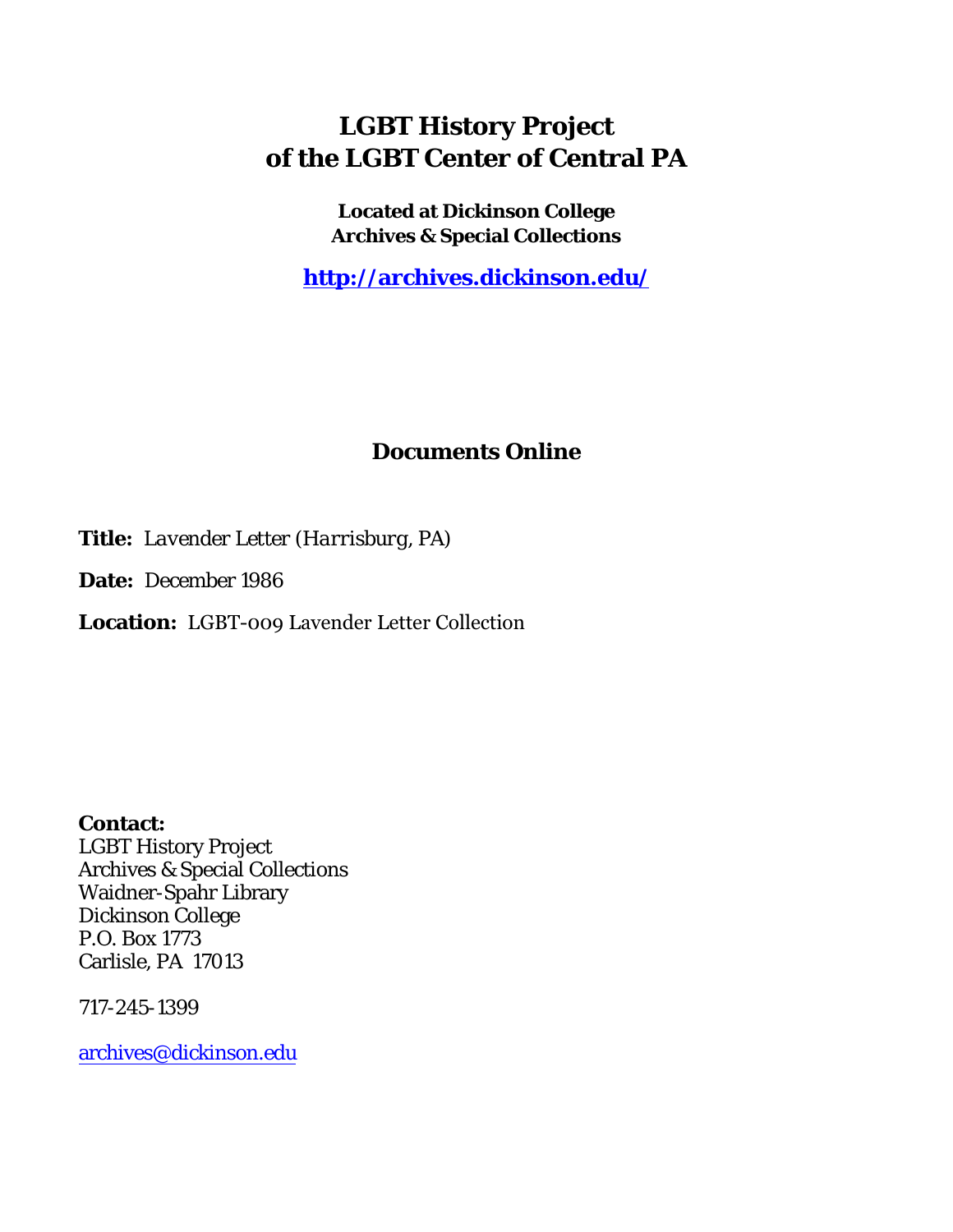# LGBT History Project
# of the LGBT Center of Central PA

**Located at Dickinson College**
**Archives & Special Collections**

**http://archives.dickinson.edu/**

## Documents Online

**Title:** *Lavender Letter (Harrisburg, PA)*

**Date:** December 1986

**Location:** LGBT-009 Lavender Letter Collection

**Contact:**
LGBT History Project
Archives & Special Collections
Waidner-Spahr Library
Dickinson College
P.O. Box 1773
Carlisle, PA 17013

717-245-1399

archives@dickinson.edu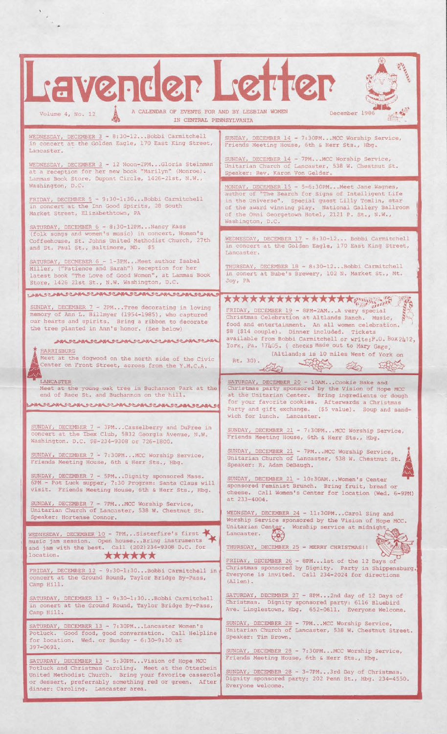# Lavender Letter

Volume 4, No. 12 — A CALENDAR OF EVENTS FOR AND BY LESBIAN WOMEN IN CENTRAL PENNSYLVANIA — December 1986

WEDNESDAY, DECEMBER 3 - 8:30-12...Bobbi Carmitchell in concert at the Golden Eagle, 170 East King Street, Lancaster.

WEDNESDAY, DECEMBER 3 - 12 Noon-2PM...Gloria Steinman at a reception for her new book "Marilyn" (Monroe). Lammas Book Store, Dupont Circle, 1426-21st, N.W., Washington, D.C.

FRIDAY, DECEMBER 5 - 9:30-1:30...Bobbi Carmitchell in concert at the Inn Good Spirits, 28 South Market Street, Elizabethtown, PA

SATURDAY, DECEMBER 6 - 8:30-12PM...Nancy Kass (folk songs and women's music) in concert, Women's Coffeehouse, St. Johns United Methodist Church, 27th and St. Paul St., Baltimore, MD. $5

SATURDAY, DECMEBER 6 - 1-3PM...Meet author Isabel Miller, ("Patience and Sarah") Reception for her latest book "The Love of Good Women", at Lammas Book Store, 1426 21st St., N.W. Washington, D.C.

SUNDAY, DECEMBER 7 - 2PM...Tree decorating in loving memory of Ann L. Billmyer (1954-1985), who captured our hearts and spirits. Bring a ribbon to decorate the tree planted in Ann's honor. (See below)

HARRISBURG
Meet at the dogwood on the north side of the Civic Center on Front Street, across from the Y.M.C.A.

LANCASTER
Meet at the young oak tree in Buchannon Park at the end of Race St. and Buchannon on the hill.

SUNDAY, DECEMBER 7 - 3PM...Casselberry and DuPree in concert at the Ibex Club, 5832 Georgia Avenue, N.W. Washington. D.C. $8-234-9308 or 726-1800.

SUNDAY, DECEMBER 7 - 7:30PM...MCC Worship Service, Friends Meeting House, 6th & Herr Sts., Hbg.

SUNDAY, DECEMBER 7 - 5PM...Dignity sponsored Mass. 6PM - Pot Luck supper, 7:30 Program: Santa Claus will visit. Friends Meeting House, 6th & Herr Sts., Hbg.

SUNDAY, DECEMBER 7 - 7PM...MCC Worship Service, Unitarian Church of Lancaster, 538 W. Chestnut St. Speaker: Hortense Connor.

WEDNESDAY, DECEMBER 10 - 7PM...Sisterfire's first music jam session. Open house...Bring instruments and jam with the best. Call (202)234-9308 D.C. for location.

FRIDAY, DECEMBER 12 - 9:30-1:30...Bobbi Carmitchell in concert at the Ground Round, Taylor Bridge By-Pass, Camp Hill.

SATURDAY, DECEMBER 13 - 9:30-1:30...Bobbi Carmitchell in conert at the Ground Round, Taylor Bridge By-Pass, Camp Hill.

SATURDAY, DECEMBER 13 - 7:30PM...Lancaster Women's Potluck. Good food, good conversation. Call Helpline for location. Wed. or Sunday - 6:30-9:30 at 397-0691.

SATURDAY, DECEMBER 13 - 5:30PM...Vision of Hope MCC Potluck and Christmas Caroling. Meet at the Otterbein United Methodist Church. Bring your favorite casserole or dessert, preferrably something red or green. After dinner: Caroling. Lancaster area.

SUNDAY, DECEMBER 14 - 7:30PM...MCC Worship Service, Friends Meeting House, 6th & Herr Sts., Hbg.

SUNDAY, DECEMBER 14 - 7PM...MCC Worship Service, Unitarian Church of Lancaster, 538 W. Chestnut St. Speaker: Rev. Karon Von Gelder.

MONDAY, DECEMBER 15 - 5-6:30PM...Meet Jane Wagnes, author of "The Search for Signs of Intelligent Life in the Universe". Special guest Lilly Tomlin, star of the award winning play. National Gallery Ballroom of the Omni Georgetown Hotel, 2121 P. St., N.W., Washington, D.C.

WEDNESDAY, DECEMBER 17 - 8:30-12... Bobbi Carmitchell in concert at the Golden Eagle, 170 East King Street, Lancaster.

THURSDAY, DECEMBER 18 - 8:30-12...Bobbi Carmitchell in conert at Bube's Brewery, 102 N. Market St., Mt. Joy, PA

FRIDAY, DECEMBER 19 - 8PM-2AM...A very special Christmas Celebration at Altlands Ranch. Music, food and entertainment. An all women celebration. $8 ($14 couple). Dinner included. Tickets available from Bobbi Carmitchell or write:P.O. Box 2412, York, Pa. 17405. ( checks made out to Mary Gage, (Altland;s is 10 miles West of York on Rt. 30).

SATURDAY, DECEMBER 20 - 10AM...Cookie Bake and Christmas party sponsored by the Vision of Hope MCC at the Unitarian Center. Bring ingredients or dough for your favorite cookies. Afterwards a Christmas Party and gift exchange. ($5 value). Soup and sandwich for lunch. Lancaster.

SUNDAY, DECEMBER 21 - 7:30PM...MCC Worship Service, Friends Meeting House, 6th & Herr Sts., Hbg.

SUNDAY, DECEMBER 21 - 7PM...MCC Worship Service, Unitarian Church of Lancaster, 538 W. Chestnut St. Speaker: R. Adam DeBaugh.

SUNDAY, DECEMBER 21 - 10:30AM...Women's Center sponsored Feminist Brunch. Bring fruit, bread or cheese. Call Women's Center for location (Wed. 6-9PM) at 233-4004.

WEDNSDAY, DECEMBER 24 - 11:30PM...Carol Sing and Worship Service sponsored by the Vision of Hope MCC. Unitarian Center. Worship service at midnight. Lancaster.

THURSDAY, DECEMBER 25 - MERRY CHRISTMAS!!

FRIDAY, DECEMBER 26 - 8PM...1st of the 12 Days of Christmas sponsored by Dignity. Party in Shippensburg. Everyone is invited. Call 234-2024 for directions (Allen).

SATURDAY, DECEMBER 27 - 8PM...2nd day of 12 Days of Christmas. Dignity sponsored party: 6116 Bluebird Ave. Linglestown, Hbg. 652-0611. Everyone Welcome.

SUNDAY, DECEMBER 28 - 7PM...MCC Worship Service, Unitarian Church of Lancaster, 538 W. Chestnut Street. Speaker: Tim Brown.

SUNDAY, DECEMBER 28 - 7:30PM...MCC Worship Service, Friends Meeting House, 6th & Herr Sts., Hbg.

SUNDAY, DECEMBER 28 - 3-7PM...3rd Day of Christmas. Dignity sponsored party: 202 Penn St., Hbg. 234-4550. Everyone welcome.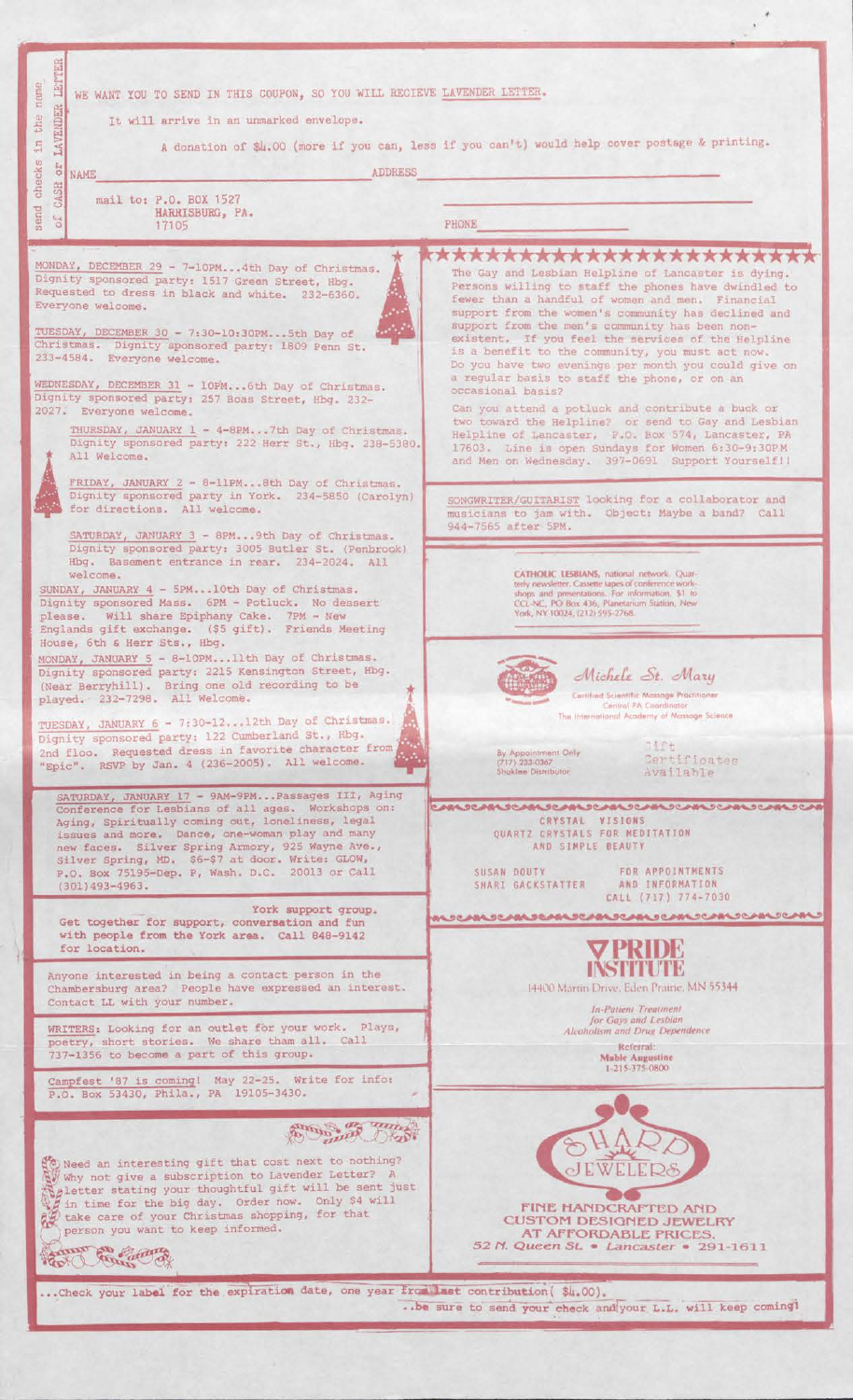send checks in the name of CASH or LAVENDER LETTER

WE WANT YOU TO SEND IN THIS COUPON, SO YOU WILL RECIEVE LAVENDER LETTER.

It will arrive in an unmarked envelope.

A donation of $4.00 (more if you can, less if you can't) would help cover postage & printing.

NAME ______________________ ADDRESS ______________________

mail to: P.O. BOX 1527
HARRISBURG, PA.
17105

PHONE ______________________

MONDAY, DECEMBER 29 - 7-10PM...4th Day of Christmas. Dignity sponsored party: 1517 Green Street, Hbg. Requested to dress in black and white. 232-6360. Everyone welcome.

TUESDAY, DECEMBER 30 - 7:30-10:30PM...5th Day of Christmas. Dignity sponsored party: 1809 Penn St. 233-4584. Everyone welcome.

WEDNESDAY, DECEMBER 31 - 10PM...6th Day of Christmas. Dignity sponsored party: 257 Boas Street, Hbg. 232-2027. Everyone welcome.

THURSDAY, JANUARY 1 - 4-8PM...7th Day of Christmas. Dignity sponsored party: 222 Herr St., Hbg. 238-5380. All Welcome.

FRIDAY, JANUARY 2 - 8-11PM...8th Day of Christmas. Dignity sponsored party in York. 234-5850 (Carolyn) for directions. All welcome.

SATURDAY, JANUARY 3 - 8PM...9th Day of Christmas. Dignity sponsored party: 3005 Butler St. (Penbrook) Hbg. Basement entrance in rear. 234-2024. All welcome.

SUNDAY, JANUARY 4 - 5PM...10th Day of Christmas. Dignity sponsored Mass. 6PM - Potluck. No dessert please. Will share Epiphany Cake. 7PM - New Englands gift exchange. ($5 gift). Friends Meeting House, 6th & Herr Sts., Hbg.

MONDAY, JANUARY 5 - 8-10PM...11th Day of Christmas. Dignity sponsored party: 2215 Kensington Street, Hbg. (Near Berryhill). Bring one old recording to be played. 232-7298. All Welcome.

TUESDAY, JANUARY 6 - 7:30-12...12th Day of Christmas. Dignity sponsored party: 122 Cumberland St., Hbg. 2nd floo. Requested dress in favorite character from "Epic". RSVP by Jan. 4 (236-2005). All welcome.

SATURDAY, JANUARY 17 - 9AM-9PM...Passages III, Aging Conference for Lesbians of all ages. Workshops on: Aging, Spiritually coming out, loneliness, legal issues and more. Dance, one-woman play and many new faces. Silver Spring Armory, 925 Wayne Ave., Silver Spring, MD. $6-$7 at door. Write: GLOW, P.O. Box 75195-Dep. P, Wash. D.C. 20013 or Call (301)493-4963.

York support group. Get together for support, conversation and fun with people from the York area. Call 848-9142 for location.

Anyone interested in being a contact person in the Chambersburg area? People have expressed an interest. Contact LL with your number.

WRITERS: Looking for an outlet for your work. Plays, poetry, short stories. We share tham all. Call 737-1356 to become a part of this group.

Campfest '87 is coming! May 22-25. Write for info: P.O. Box 53430, Phila., PA 19105-3430.

Need an interesting gift that cost next to nothing? Why not give a subscription to Lavender Letter? A letter stating your thoughtful gift will be sent just in time for the big day. Order now. Only $4 will take care of your Christmas shopping, for that person you want to keep informed.

The Gay and Lesbian Helpline of Lancaster is dying. Persons willing to staff the phones have dwindled to fewer than a handful of women and men. Financial support from the women's community has declined and support from the men's community has been non-existent. If you feel the services of the Helpline is a benefit to the community, you must act now. Do you have two evenings per month you could give on a regular basis to staff the phone, or on an occasional basis?

Can you attend a potluck and contribute a buck or two toward the Helpline? or send to Gay and Lesbian Helpline of Lancaster, P.O. Box 574, Lancaster, PA 17603. Line is open Sundays for Women 6:30-9:30PM and Men on Wednesday. 397-0691 Support Yourself!!

SONGWRITER/GUITARIST looking for a collaborator and musicians to jam with. Object: Maybe a band? Call 944-7565 after 5PM.

CATHOLIC LESBIANS, national network. Quarterly newsletter. Cassette tapes of conference workshops and presentations. For information, $1 to CCL-NC, PO Box 436, Planetarium Station, New York, NY 10024, (212) 595-2768.

*Michele St. Mary*
Certified Scientific Massage Practitioner
Central PA Coordinator
The International Academy of Massage Science

By Appointment Only
(717) 233-0367
Shaklee Distributor

Gift Certificates Available

CRYSTAL VISIONS
QUARTZ CRYSTALS FOR MEDITATION AND SIMPLE BEAUTY

SUSAN DOUTY
SHARI GACKSTATTER

FOR APPOINTMENTS AND INFORMATION
CALL (717) 774-7030

**PRIDE INSTITUTE**
14400 Martin Drive, Eden Prairie, MN 55344

*In-Patient Treatment for Gays and Lesbian Alcoholism and Drug Dependence*

Referral:
Mable Augustine
1-215-375-0800

SHARP JEWELERS

FINE HANDCRAFTED AND CUSTOM DESIGNED JEWELRY AT AFFORDABLE PRICES.
52 N. Queen St. • Lancaster • 291-1611

...Check your label for the expiration date, one year from last contribution ($4.00).
..be sure to send your check and your L.L. will keep coming!